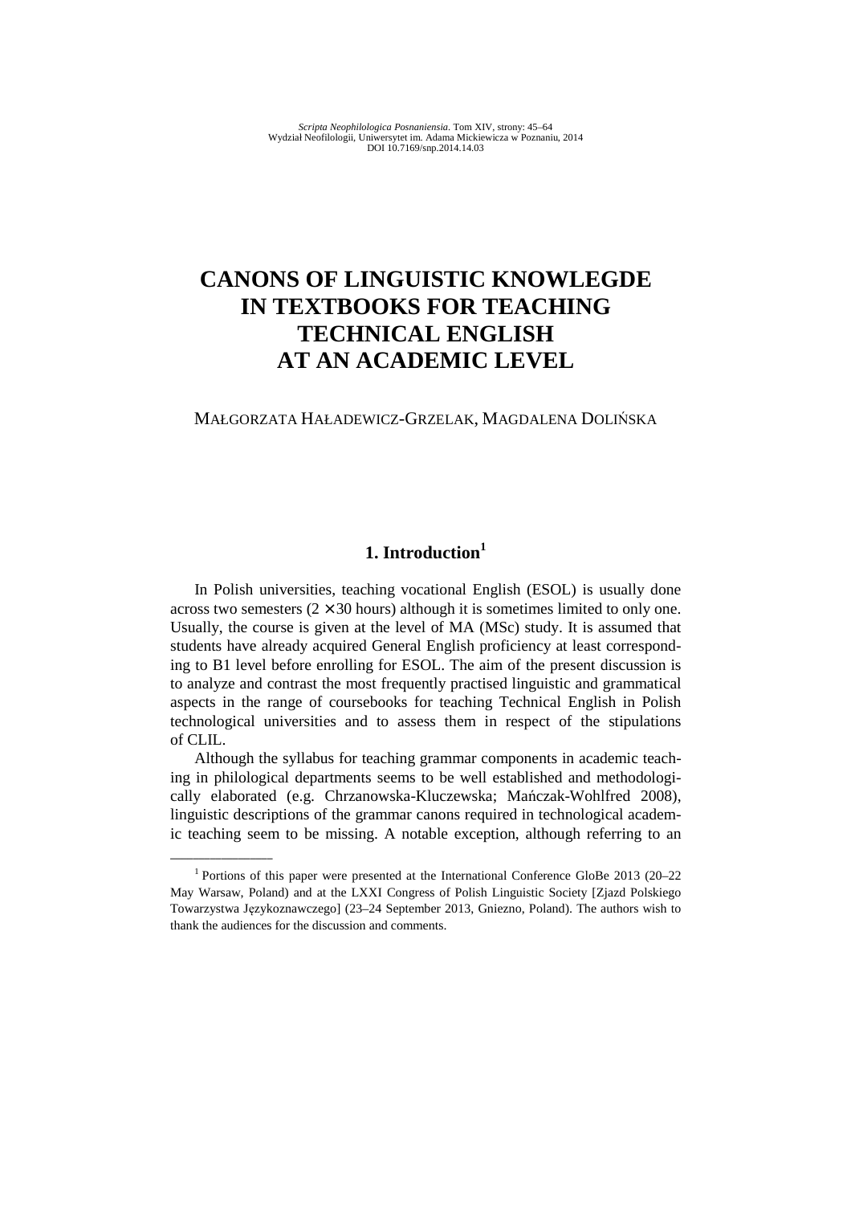# CANONS OF LINGUISTIC KNOWLEGDE IN TEXTBOOKS FOR TEACHING TECHNICAL ENGLISH AT AN ACADEMIC LEVEL

MAŁGORZATA HAŁADEWICZ-GRZELAK, MAGDALENA DOLIŃSKA

## 1. Introduction[1]

In Polish universities, teaching vocational English (ESOL) is usually done across two semesters (2 × 30 hours) although it is sometimes limited to only one. Usually, the course is given at the level of MA (MSc) study. It is assumed that students have already acquired General English proficiency at least corresponding to B1 level before enrolling for ESOL. The aim of the present discussion is to analyze and contrast the most frequently practised linguistic and grammatical aspects in the range of coursebooks for teaching Technical English in Polish technological universities and to assess them in respect of the stipulations of CLIL.

Although the syllabus for teaching grammar components in academic teaching in philological departments seems to be well established and methodologically elaborated (e.g. Chrzanowska-Kluczewska; Mańczak-Wohlfred 2008), linguistic descriptions of the grammar canons required in technological academic teaching seem to be missing. A notable exception, although referring to an

---

[1] Portions of this paper were presented at the International Conference GloBe 2013 (20–22 May Warsaw, Poland) and at the LXXI Congress of Polish Linguistic Society [Zjazd Polskiego Towarzystwa Językoznawczego] (23–24 September 2013, Gniezno, Poland). The authors wish to thank the audiences for the discussion and comments.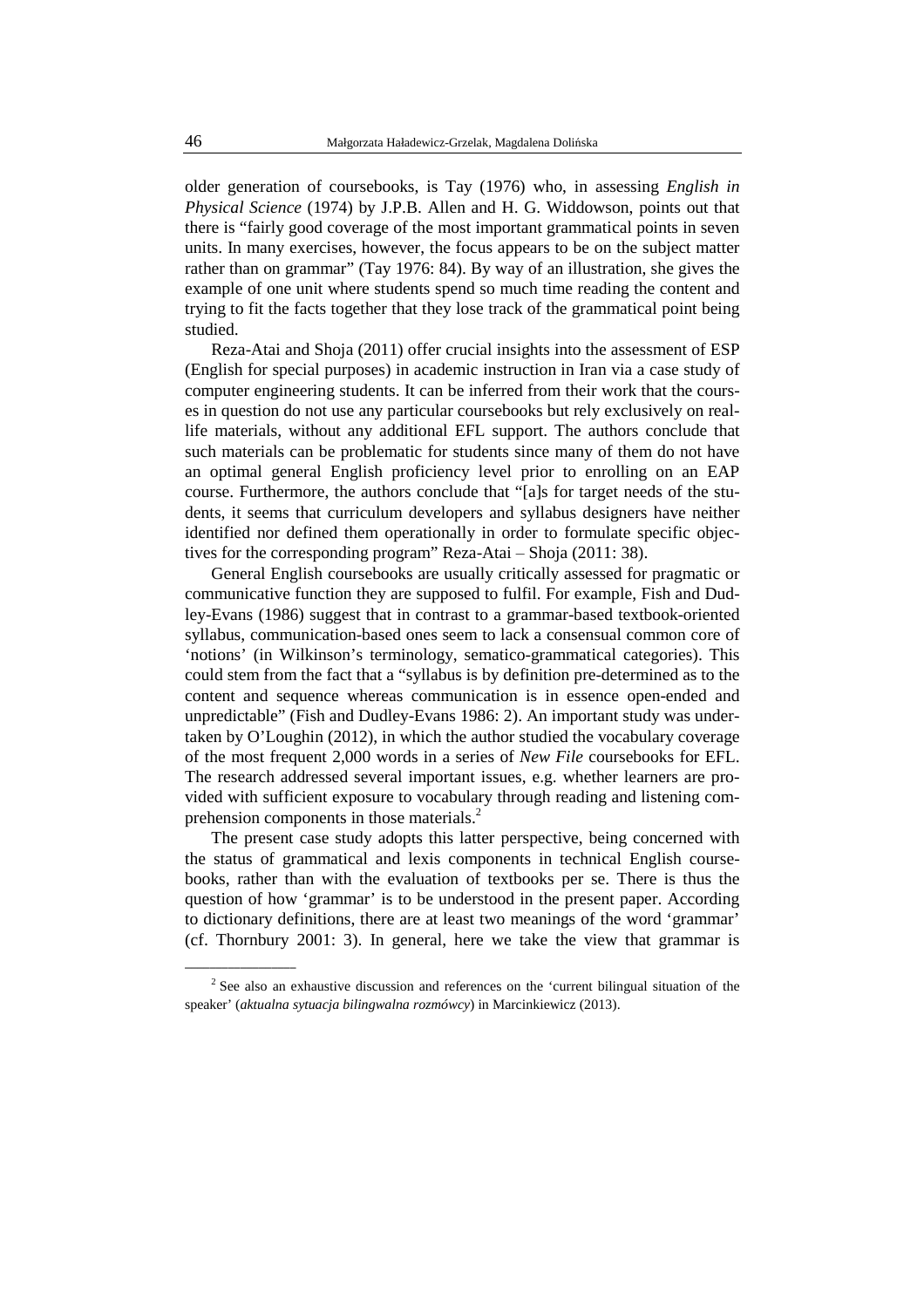older generation of coursebooks, is Tay (1976) who, in assessing *English in Physical Science* (1974) by J.P.B. Allen and H. G. Widdowson, points out that there is "fairly good coverage of the most important grammatical points in seven units. In many exercises, however, the focus appears to be on the subject matter rather than on grammar" (Tay 1976: 84). By way of an illustration, she gives the example of one unit where students spend so much time reading the content and trying to fit the facts together that they lose track of the grammatical point being studied.

Reza-Atai and Shoja (2011) offer crucial insights into the assessment of ESP (English for special purposes) in academic instruction in Iran via a case study of computer engineering students. It can be inferred from their work that the courses in question do not use any particular coursebooks but rely exclusively on real-life materials, without any additional EFL support. The authors conclude that such materials can be problematic for students since many of them do not have an optimal general English proficiency level prior to enrolling on an EAP course. Furthermore, the authors conclude that "[a]s for target needs of the students, it seems that curriculum developers and syllabus designers have neither identified nor defined them operationally in order to formulate specific objectives for the corresponding program" Reza-Atai – Shoja (2011: 38).

General English coursebooks are usually critically assessed for pragmatic or communicative function they are supposed to fulfil. For example, Fish and Dudley-Evans (1986) suggest that in contrast to a grammar-based textbook-oriented syllabus, communication-based ones seem to lack a consensual common core of 'notions' (in Wilkinson's terminology, sematico-grammatical categories). This could stem from the fact that a "syllabus is by definition pre-determined as to the content and sequence whereas communication is in essence open-ended and unpredictable" (Fish and Dudley-Evans 1986: 2). An important study was undertaken by O'Loughin (2012), in which the author studied the vocabulary coverage of the most frequent 2,000 words in a series of *New File* coursebooks for EFL. The research addressed several important issues, e.g. whether learners are provided with sufficient exposure to vocabulary through reading and listening comprehension components in those materials.[2]

The present case study adopts this latter perspective, being concerned with the status of grammatical and lexis components in technical English coursebooks, rather than with the evaluation of textbooks per se. There is thus the question of how 'grammar' is to be understood in the present paper. According to dictionary definitions, there are at least two meanings of the word 'grammar' (cf. Thornbury 2001: 3). In general, here we take the view that grammar is

[2] See also an exhaustive discussion and references on the 'current bilingual situation of the speaker' (*aktualna sytuacja bilingwalna rozmówcy*) in Marcinkiewicz (2013).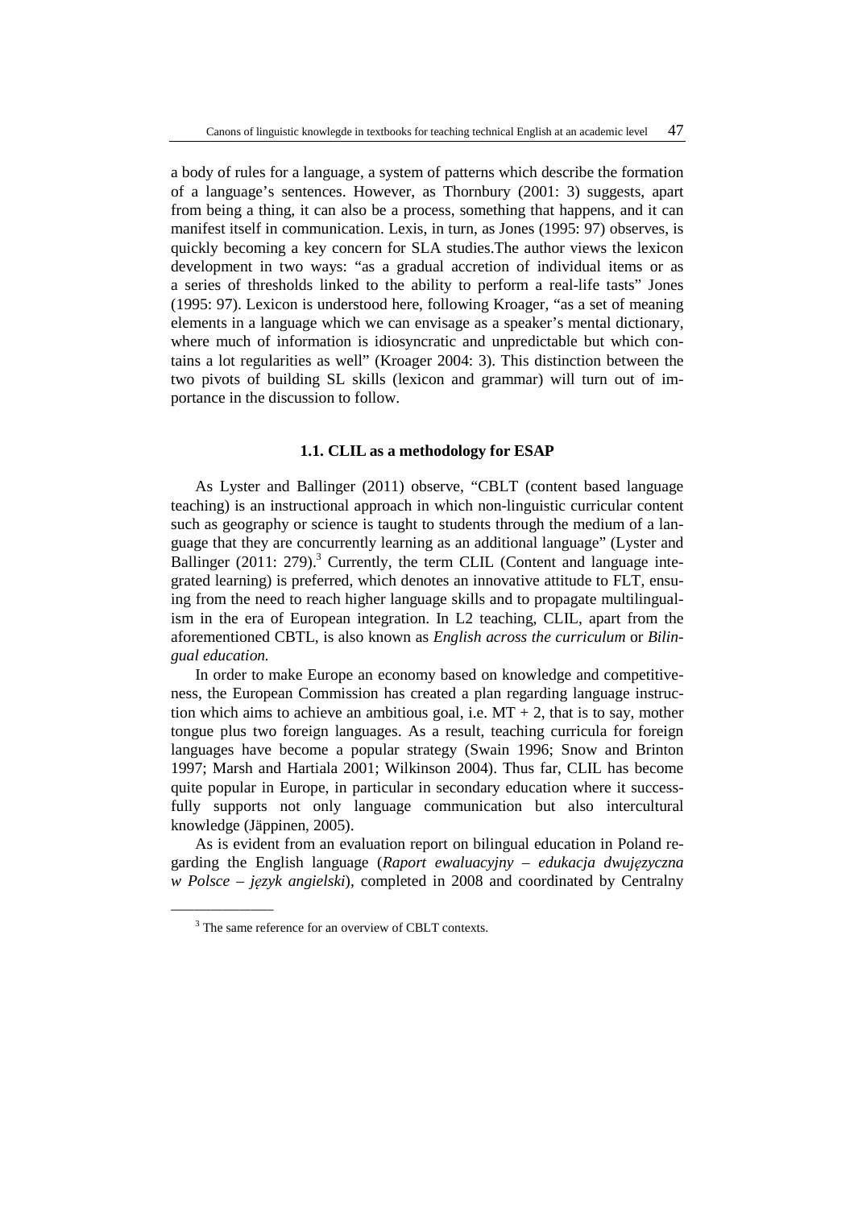a body of rules for a language, a system of patterns which describe the formation of a language's sentences. However, as Thornbury (2001: 3) suggests, apart from being a thing, it can also be a process, something that happens, and it can manifest itself in communication. Lexis, in turn, as Jones (1995: 97) observes, is quickly becoming a key concern for SLA studies.The author views the lexicon development in two ways: "as a gradual accretion of individual items or as a series of thresholds linked to the ability to perform a real-life tasts" Jones (1995: 97). Lexicon is understood here, following Kroager, "as a set of meaning elements in a language which we can envisage as a speaker's mental dictionary, where much of information is idiosyncratic and unpredictable but which contains a lot regularities as well" (Kroager 2004: 3). This distinction between the two pivots of building SL skills (lexicon and grammar) will turn out of importance in the discussion to follow.

### 1.1. CLIL as a methodology for ESAP

As Lyster and Ballinger (2011) observe, "CBLT (content based language teaching) is an instructional approach in which non-linguistic curricular content such as geography or science is taught to students through the medium of a language that they are concurrently learning as an additional language" (Lyster and Ballinger (2011: 279).[3] Currently, the term CLIL (Content and language integrated learning) is preferred, which denotes an innovative attitude to FLT, ensuing from the need to reach higher language skills and to propagate multilingualism in the era of European integration. In L2 teaching, CLIL, apart from the aforementioned CBTL, is also known as *English across the curriculum* or *Bilingual education.*

In order to make Europe an economy based on knowledge and competitiveness, the European Commission has created a plan regarding language instruction which aims to achieve an ambitious goal, i.e. MT + 2, that is to say, mother tongue plus two foreign languages. As a result, teaching curricula for foreign languages have become a popular strategy (Swain 1996; Snow and Brinton 1997; Marsh and Hartiala 2001; Wilkinson 2004). Thus far, CLIL has become quite popular in Europe, in particular in secondary education where it successfully supports not only language communication but also intercultural knowledge (Jäppinen, 2005).

As is evident from an evaluation report on bilingual education in Poland regarding the English language (*Raport ewaluacyjny – edukacja dwujęzyczna w Polsce – język angielski*), completed in 2008 and coordinated by Centralny

---

[3] The same reference for an overview of CBLT contexts.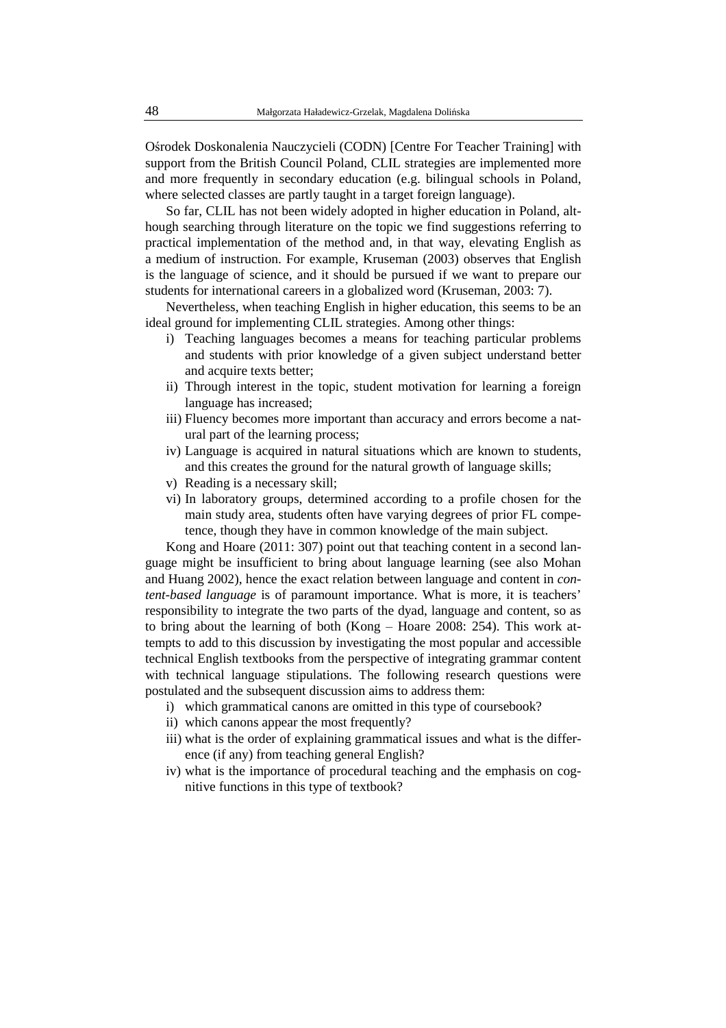Ośrodek Doskonalenia Nauczycieli (CODN) [Centre For Teacher Training] with support from the British Council Poland, CLIL strategies are implemented more and more frequently in secondary education (e.g. bilingual schools in Poland, where selected classes are partly taught in a target foreign language).

So far, CLIL has not been widely adopted in higher education in Poland, although searching through literature on the topic we find suggestions referring to practical implementation of the method and, in that way, elevating English as a medium of instruction. For example, Kruseman (2003) observes that English is the language of science, and it should be pursued if we want to prepare our students for international careers in a globalized word (Kruseman, 2003: 7).

Nevertheless, when teaching English in higher education, this seems to be an ideal ground for implementing CLIL strategies. Among other things:

i) Teaching languages becomes a means for teaching particular problems and students with prior knowledge of a given subject understand better and acquire texts better;
ii) Through interest in the topic, student motivation for learning a foreign language has increased;
iii) Fluency becomes more important than accuracy and errors become a natural part of the learning process;
iv) Language is acquired in natural situations which are known to students, and this creates the ground for the natural growth of language skills;
v) Reading is a necessary skill;
vi) In laboratory groups, determined according to a profile chosen for the main study area, students often have varying degrees of prior FL competence, though they have in common knowledge of the main subject.

Kong and Hoare (2011: 307) point out that teaching content in a second language might be insufficient to bring about language learning (see also Mohan and Huang 2002), hence the exact relation between language and content in *content-based language* is of paramount importance. What is more, it is teachers' responsibility to integrate the two parts of the dyad, language and content, so as to bring about the learning of both (Kong – Hoare 2008: 254). This work attempts to add to this discussion by investigating the most popular and accessible technical English textbooks from the perspective of integrating grammar content with technical language stipulations. The following research questions were postulated and the subsequent discussion aims to address them:

i) which grammatical canons are omitted in this type of coursebook?
ii) which canons appear the most frequently?
iii) what is the order of explaining grammatical issues and what is the difference (if any) from teaching general English?
iv) what is the importance of procedural teaching and the emphasis on cognitive functions in this type of textbook?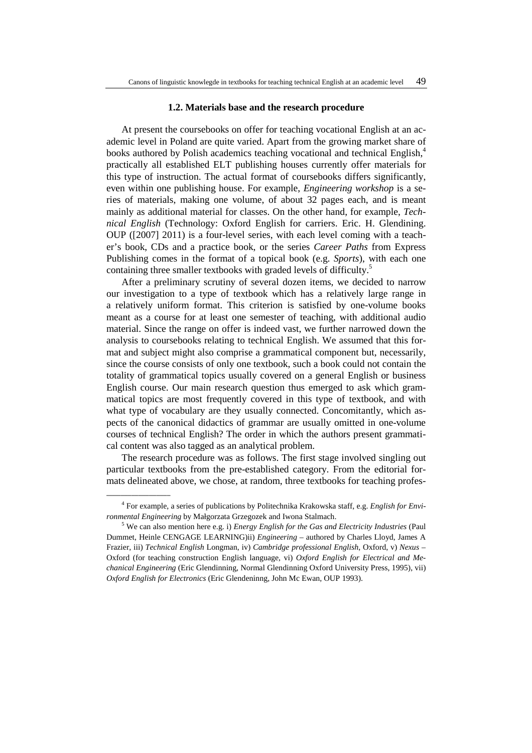### 1.2. Materials base and the research procedure

At present the coursebooks on offer for teaching vocational English at an academic level in Poland are quite varied. Apart from the growing market share of books authored by Polish academics teaching vocational and technical English,[4] practically all established ELT publishing houses currently offer materials for this type of instruction. The actual format of coursebooks differs significantly, even within one publishing house. For example, *Engineering workshop* is a series of materials, making one volume, of about 32 pages each, and is meant mainly as additional material for classes. On the other hand, for example, *Technical English* (Technology: Oxford English for carriers. Eric. H. Glendining. OUP ([2007] 2011) is a four-level series, with each level coming with a teacher's book, CDs and a practice book, or the series *Career Paths* from Express Publishing comes in the format of a topical book (e.g. *Sports*), with each one containing three smaller textbooks with graded levels of difficulty.[5]

After a preliminary scrutiny of several dozen items, we decided to narrow our investigation to a type of textbook which has a relatively large range in a relatively uniform format. This criterion is satisfied by one-volume books meant as a course for at least one semester of teaching, with additional audio material. Since the range on offer is indeed vast, we further narrowed down the analysis to coursebooks relating to technical English. We assumed that this format and subject might also comprise a grammatical component but, necessarily, since the course consists of only one textbook, such a book could not contain the totality of grammatical topics usually covered on a general English or business English course. Our main research question thus emerged to ask which grammatical topics are most frequently covered in this type of textbook, and with what type of vocabulary are they usually connected. Concomitantly, which aspects of the canonical didactics of grammar are usually omitted in one-volume courses of technical English? The order in which the authors present grammatical content was also tagged as an analytical problem.

The research procedure was as follows. The first stage involved singling out particular textbooks from the pre-established category. From the editorial formats delineated above, we chose, at random, three textbooks for teaching profes-

---

[4] For example, a series of publications by Politechnika Krakowska staff, e.g. *English for Environmental Engineering* by Małgorzata Grzegozek and Iwona Stalmach.

[5] We can also mention here e.g. i) *Energy English for the Gas and Electricity Industries* (Paul Dummet, Heinle CENGAGE LEARNING)ii) *Engineering* – authored by Charles Lloyd, James A Frazier, iii) *Technical English* Longman, iv) *Cambridge professional English*, Oxford, v) *Nexus* – Oxford (for teaching construction English language, vi) *Oxford English for Electrical and Mechanical Engineering* (Eric Glendinning, Normal Glendinning Oxford University Press, 1995), vii) *Oxford English for Electronics* (Eric Glendeninng, John Mc Ewan, OUP 1993).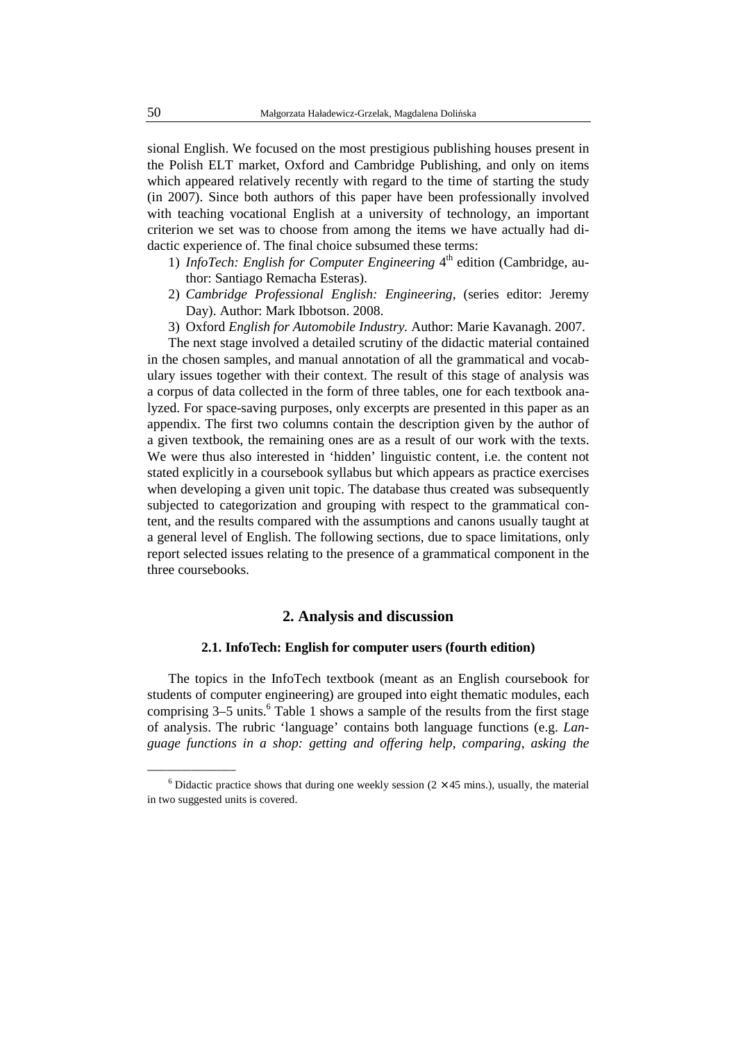sional English. We focused on the most prestigious publishing houses present in the Polish ELT market, Oxford and Cambridge Publishing, and only on items which appeared relatively recently with regard to the time of starting the study (in 2007). Since both authors of this paper have been professionally involved with teaching vocational English at a university of technology, an important criterion we set was to choose from among the items we have actually had didactic experience of. The final choice subsumed these terms:

1) *InfoTech: English for Computer Engineering* 4th edition (Cambridge, author: Santiago Remacha Esteras).
2) *Cambridge Professional English: Engineering*, (series editor: Jeremy Day). Author: Mark Ibbotson. 2008.
3) Oxford *English for Automobile Industry*. Author: Marie Kavanagh. 2007.

The next stage involved a detailed scrutiny of the didactic material contained in the chosen samples, and manual annotation of all the grammatical and vocabulary issues together with their context. The result of this stage of analysis was a corpus of data collected in the form of three tables, one for each textbook analyzed. For space-saving purposes, only excerpts are presented in this paper as an appendix. The first two columns contain the description given by the author of a given textbook, the remaining ones are as a result of our work with the texts. We were thus also interested in 'hidden' linguistic content, i.e. the content not stated explicitly in a coursebook syllabus but which appears as practice exercises when developing a given unit topic. The database thus created was subsequently subjected to categorization and grouping with respect to the grammatical content, and the results compared with the assumptions and canons usually taught at a general level of English. The following sections, due to space limitations, only report selected issues relating to the presence of a grammatical component in the three coursebooks.

## 2. Analysis and discussion

### 2.1. InfoTech: English for computer users (fourth edition)

The topics in the InfoTech textbook (meant as an English coursebook for students of computer engineering) are grouped into eight thematic modules, each comprising 3–5 units.[6] Table 1 shows a sample of the results from the first stage of analysis. The rubric 'language' contains both language functions (e.g. *Language functions in a shop: getting and offering help, comparing, asking the*

---

[6] Didactic practice shows that during one weekly session (2 × 45 mins.), usually, the material in two suggested units is covered.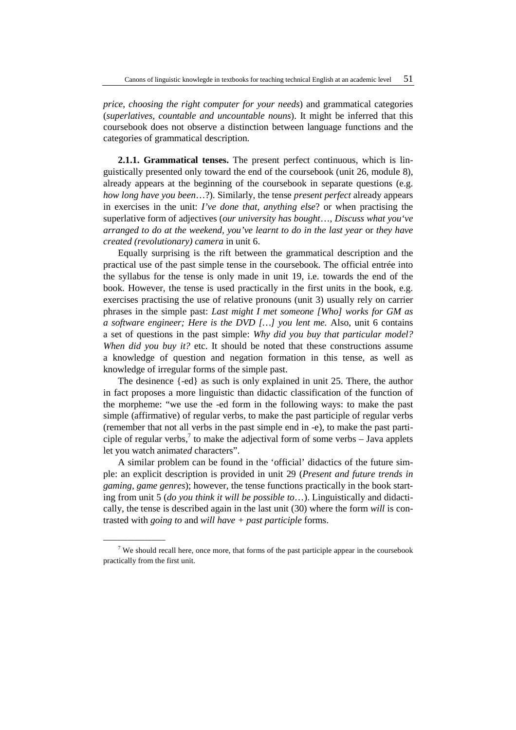*price*, *choosing the right computer for your needs*) and grammatical categories (*superlatives, countable and uncountable nouns*). It might be inferred that this coursebook does not observe a distinction between language functions and the categories of grammatical description.

**2.1.1. Grammatical tenses.** The present perfect continuous, which is linguistically presented only toward the end of the coursebook (unit 26, module 8), already appears at the beginning of the coursebook in separate questions (e.g. *how long have you been*…?). Similarly, the tense *present perfect* already appears in exercises in the unit: *I've done that, anything else*? or when practising the superlative form of adjectives (*our university has bought*…, *Discuss what you've arranged to do at the weekend, you've learnt to do in the last year* or *they have created (revolutionary) camera* in unit 6.

Equally surprising is the rift between the grammatical description and the practical use of the past simple tense in the coursebook. The official entrée into the syllabus for the tense is only made in unit 19, i.e. towards the end of the book. However, the tense is used practically in the first units in the book, e.g. exercises practising the use of relative pronouns (unit 3) usually rely on carrier phrases in the simple past: *Last might I met someone [Who] works for GM as a software engineer; Here is the DVD […] you lent me.* Also, unit 6 contains a set of questions in the past simple: *Why did you buy that particular model? When did you buy it?* etc. It should be noted that these constructions assume a knowledge of question and negation formation in this tense, as well as knowledge of irregular forms of the simple past.

The desinence {-ed} as such is only explained in unit 25. There, the author in fact proposes a more linguistic than didactic classification of the function of the morpheme: "we use the -ed form in the following ways: to make the past simple (affirmative) of regular verbs, to make the past participle of regular verbs (remember that not all verbs in the past simple end in -e), to make the past participle of regular verbs,[7] to make the adjectival form of some verbs – Java applets let you watch animat*ed* characters".

A similar problem can be found in the 'official' didactics of the future simple: an explicit description is provided in unit 29 (*Present and future trends in gaming, game genres*); however, the tense functions practically in the book starting from unit 5 (*do you think it will be possible to*…). Linguistically and didactically, the tense is described again in the last unit (30) where the form *will* is contrasted with *going to* and *will have + past participle* forms.

---

[7] We should recall here, once more, that forms of the past participle appear in the coursebook practically from the first unit.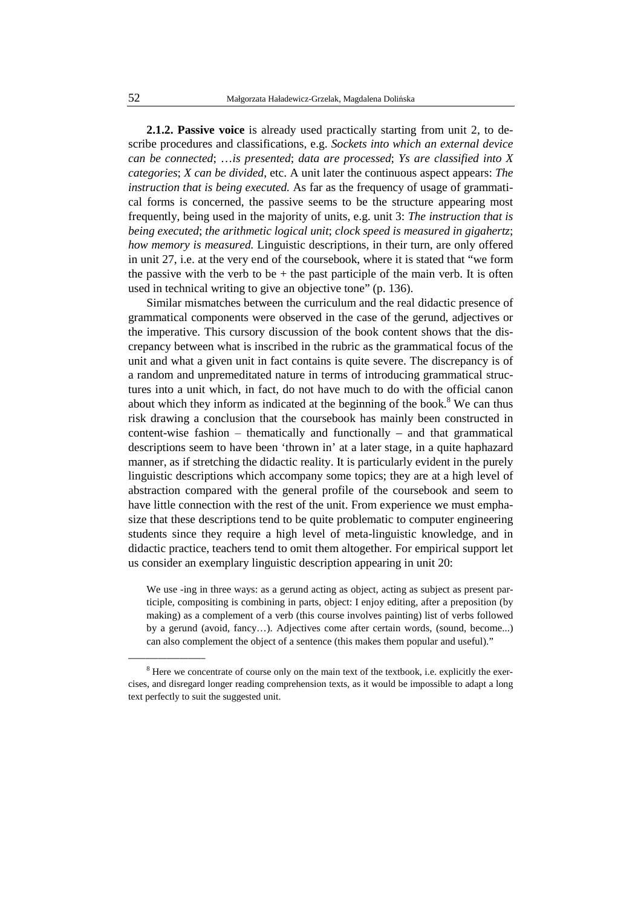**2.1.2. Passive voice** is already used practically starting from unit 2, to describe procedures and classifications, e.g. *Sockets into which an external device can be connected*; *…is presented*; *data are processed*; *Ys are classified into X categories*; *X can be divided*, etc. A unit later the continuous aspect appears: *The instruction that is being executed.* As far as the frequency of usage of grammatical forms is concerned, the passive seems to be the structure appearing most frequently, being used in the majority of units, e.g. unit 3: *The instruction that is being executed*; *the arithmetic logical unit*; *clock speed is measured in gigahertz*; *how memory is measured.* Linguistic descriptions, in their turn, are only offered in unit 27, i.e. at the very end of the coursebook, where it is stated that "we form the passive with the verb to be + the past participle of the main verb. It is often used in technical writing to give an objective tone" (p. 136).

Similar mismatches between the curriculum and the real didactic presence of grammatical components were observed in the case of the gerund, adjectives or the imperative. This cursory discussion of the book content shows that the discrepancy between what is inscribed in the rubric as the grammatical focus of the unit and what a given unit in fact contains is quite severe. The discrepancy is of a random and unpremeditated nature in terms of introducing grammatical structures into a unit which, in fact, do not have much to do with the official canon about which they inform as indicated at the beginning of the book.[8] We can thus risk drawing a conclusion that the coursebook has mainly been constructed in content-wise fashion – thematically and functionally – and that grammatical descriptions seem to have been 'thrown in' at a later stage, in a quite haphazard manner, as if stretching the didactic reality. It is particularly evident in the purely linguistic descriptions which accompany some topics; they are at a high level of abstraction compared with the general profile of the coursebook and seem to have little connection with the rest of the unit. From experience we must emphasize that these descriptions tend to be quite problematic to computer engineering students since they require a high level of meta-linguistic knowledge, and in didactic practice, teachers tend to omit them altogether. For empirical support let us consider an exemplary linguistic description appearing in unit 20:

> We use -ing in three ways: as a gerund acting as object, acting as subject as present participle, compositing is combining in parts, object: I enjoy editing, after a preposition (by making) as a complement of a verb (this course involves painting) list of verbs followed by a gerund (avoid, fancy…). Adjectives come after certain words, (sound, become...) can also complement the object of a sentence (this makes them popular and useful)."

---

[8] Here we concentrate of course only on the main text of the textbook, i.e. explicitly the exercises, and disregard longer reading comprehension texts, as it would be impossible to adapt a long text perfectly to suit the suggested unit.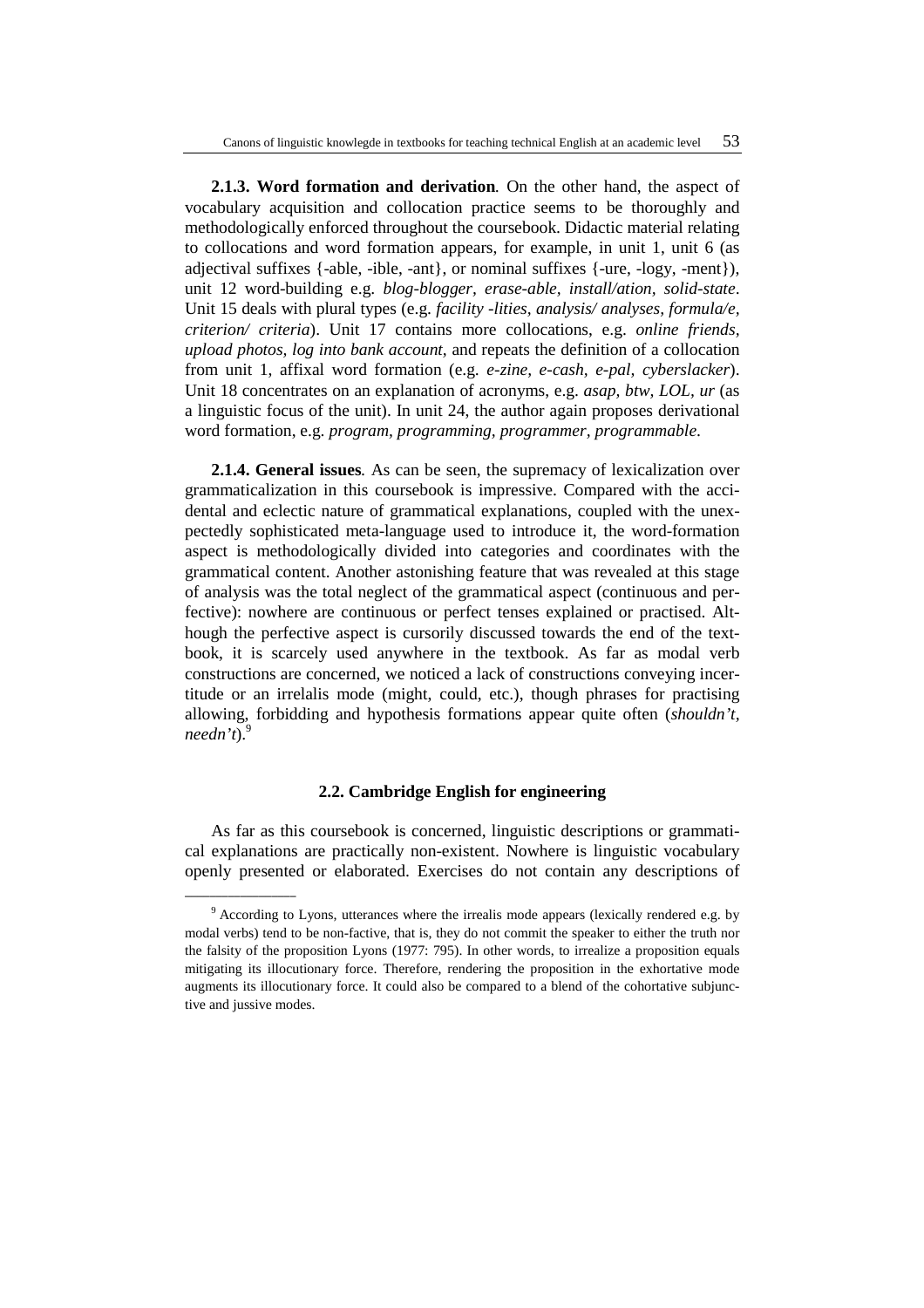**2.1.3. Word formation and derivation**. On the other hand, the aspect of vocabulary acquisition and collocation practice seems to be thoroughly and methodologically enforced throughout the coursebook. Didactic material relating to collocations and word formation appears, for example, in unit 1, unit 6 (as adjectival suffixes {-able, -ible, -ant}, or nominal suffixes {-ure, -logy, -ment}), unit 12 word-building e.g. *blog-blogger, erase-able, install/ation, solid-state*. Unit 15 deals with plural types (e.g. *facility -lities, analysis/ analyses, formula/e, criterion/ criteria*). Unit 17 contains more collocations, e.g. *online friends, upload photos, log into bank account*, and repeats the definition of a collocation from unit 1, affixal word formation (e.g. *e-zine, e-cash, e-pal, cyberslacker*). Unit 18 concentrates on an explanation of acronyms, e.g. *asap, btw, LOL, ur* (as a linguistic focus of the unit). In unit 24, the author again proposes derivational word formation, e.g. *program, programming, programmer, programmable*.

**2.1.4. General issues**. As can be seen, the supremacy of lexicalization over grammaticalization in this coursebook is impressive. Compared with the accidental and eclectic nature of grammatical explanations, coupled with the unexpectedly sophisticated meta-language used to introduce it, the word-formation aspect is methodologically divided into categories and coordinates with the grammatical content. Another astonishing feature that was revealed at this stage of analysis was the total neglect of the grammatical aspect (continuous and perfective): nowhere are continuous or perfect tenses explained or practised. Although the perfective aspect is cursorily discussed towards the end of the textbook, it is scarcely used anywhere in the textbook. As far as modal verb constructions are concerned, we noticed a lack of constructions conveying incertitude or an irrelalis mode (might, could, etc.), though phrases for practising allowing, forbidding and hypothesis formations appear quite often (*shouldn't, needn't*).[9]

### 2.2. Cambridge English for engineering

As far as this coursebook is concerned, linguistic descriptions or grammatical explanations are practically non-existent. Nowhere is linguistic vocabulary openly presented or elaborated. Exercises do not contain any descriptions of

---

[9] According to Lyons, utterances where the irrealis mode appears (lexically rendered e.g. by modal verbs) tend to be non-factive, that is, they do not commit the speaker to either the truth nor the falsity of the proposition Lyons (1977: 795). In other words, to irrealize a proposition equals mitigating its illocutionary force. Therefore, rendering the proposition in the exhortative mode augments its illocutionary force. It could also be compared to a blend of the cohortative subjunctive and jussive modes.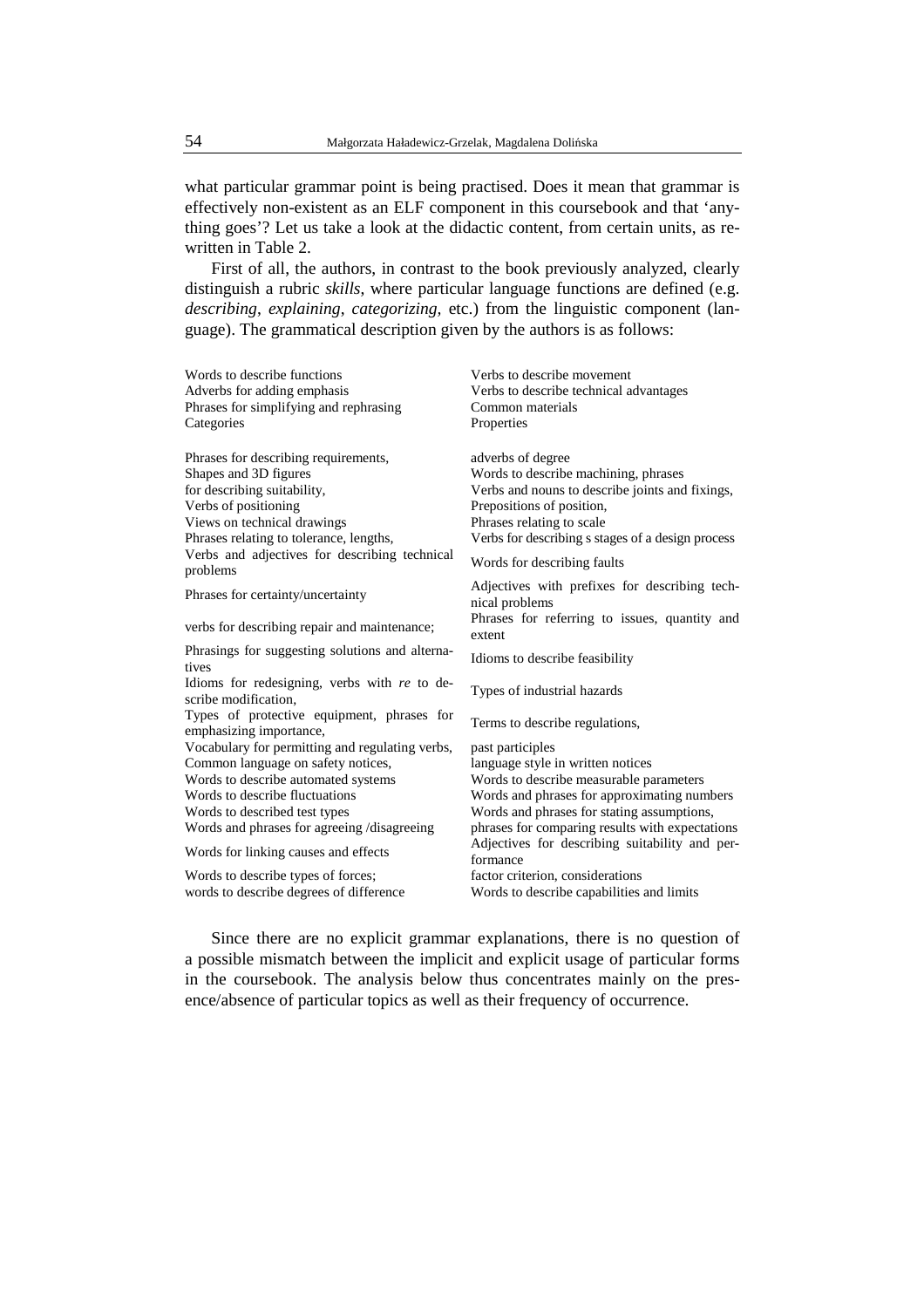what particular grammar point is being practised. Does it mean that grammar is effectively non-existent as an ELF component in this coursebook and that 'anything goes'? Let us take a look at the didactic content, from certain units, as rewritten in Table 2.

First of all, the authors, in contrast to the book previously analyzed, clearly distinguish a rubric *skills*, where particular language functions are defined (e.g. *describing*, *explaining*, *categorizing*, etc.) from the linguistic component (language). The grammatical description given by the authors is as follows:

| | |
|---|---|
| Words to describe functions<br>Adverbs for adding emphasis<br>Phrases for simplifying and rephrasing<br>Categories | Verbs to describe movement<br>Verbs to describe technical advantages<br>Common materials<br>Properties |
| Phrases for describing requirements,<br>Shapes and 3D figures<br>for describing suitability,<br>Verbs of positioning<br>Views on technical drawings<br>Phrases relating to tolerance, lengths, | adverbs of degree<br>Words to describe machining, phrases<br>Verbs and nouns to describe joints and fixings,<br>Prepositions of position,<br>Phrases relating to scale<br>Verbs for describing s stages of a design process |
| Verbs and adjectives for describing technical problems | Words for describing faults |
| Phrases for certainty/uncertainty | Adjectives with prefixes for describing technical problems |
| verbs for describing repair and maintenance; | Phrases for referring to issues, quantity and extent |
| Phrasings for suggesting solutions and alternatives | Idioms to describe feasibility |
| Idioms for redesigning, verbs with *re* to describe modification, | Types of industrial hazards |
| Types of protective equipment, phrases for emphasizing importance, | Terms to describe regulations, |
| Vocabulary for permitting and regulating verbs,<br>Common language on safety notices,<br>Words to describe automated systems<br>Words to describe fluctuations<br>Words to described test types<br>Words and phrases for agreeing /disagreeing | past participles<br>language style in written notices<br>Words to describe measurable parameters<br>Words and phrases for approximating numbers<br>Words and phrases for stating assumptions,<br>phrases for comparing results with expectations |
| Words for linking causes and effects | Adjectives for describing suitability and performance |
| Words to describe types of forces;<br>words to describe degrees of difference | factor criterion, considerations<br>Words to describe capabilities and limits |

Since there are no explicit grammar explanations, there is no question of a possible mismatch between the implicit and explicit usage of particular forms in the coursebook. The analysis below thus concentrates mainly on the presence/absence of particular topics as well as their frequency of occurrence.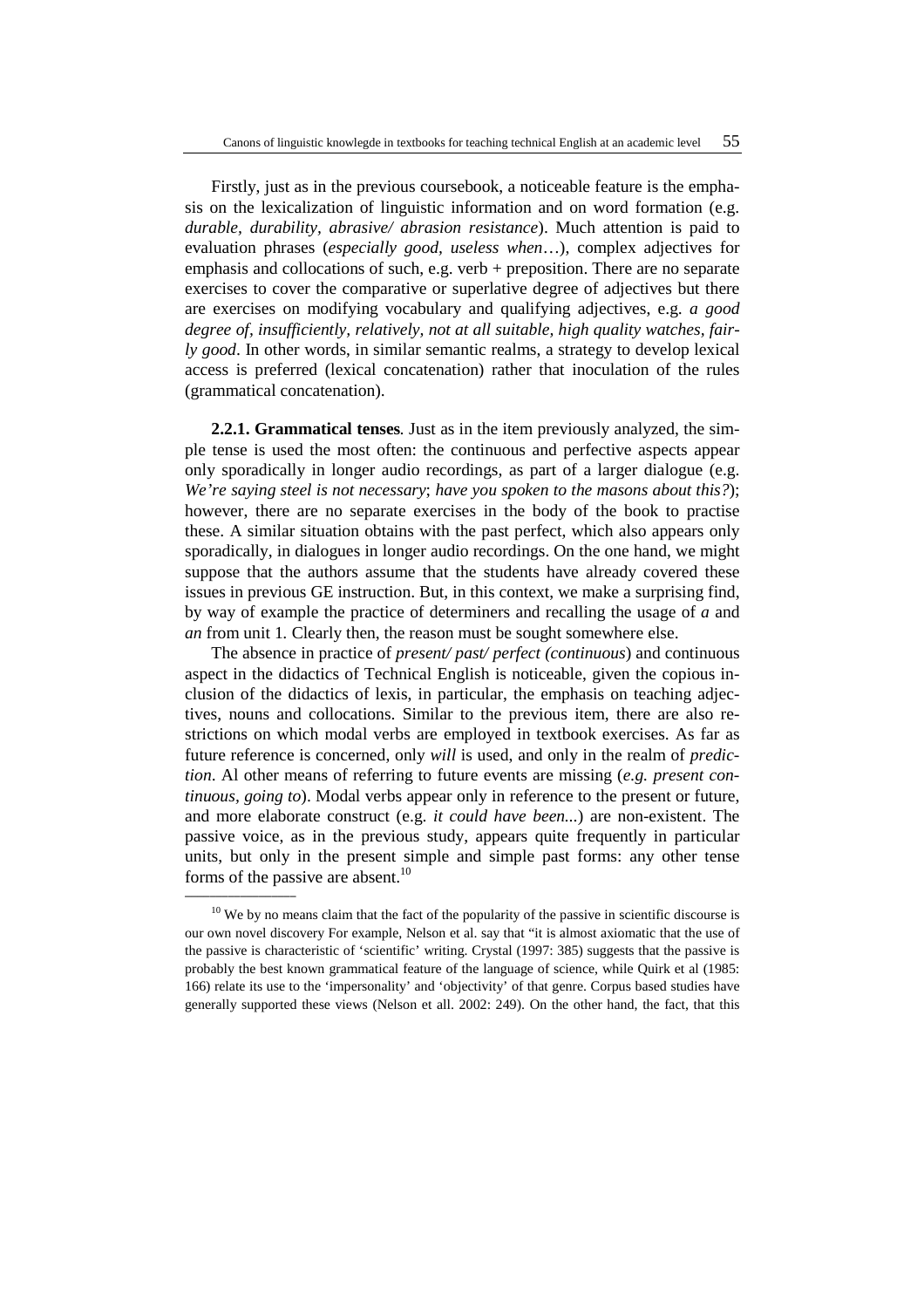Firstly, just as in the previous coursebook, a noticeable feature is the emphasis on the lexicalization of linguistic information and on word formation (e.g. *durable, durability, abrasive/ abrasion resistance*). Much attention is paid to evaluation phrases (*especially good, useless when*…), complex adjectives for emphasis and collocations of such, e.g. verb + preposition. There are no separate exercises to cover the comparative or superlative degree of adjectives but there are exercises on modifying vocabulary and qualifying adjectives, e.g. *a good degree of, insufficiently, relatively, not at all suitable, high quality watches, fairly good*. In other words, in similar semantic realms, a strategy to develop lexical access is preferred (lexical concatenation) rather that inoculation of the rules (grammatical concatenation).

**2.2.1. Grammatical tenses**. Just as in the item previously analyzed, the simple tense is used the most often: the continuous and perfective aspects appear only sporadically in longer audio recordings, as part of a larger dialogue (e.g. *We're saying steel is not necessary*; *have you spoken to the masons about this?*); however, there are no separate exercises in the body of the book to practise these. A similar situation obtains with the past perfect, which also appears only sporadically, in dialogues in longer audio recordings. On the one hand, we might suppose that the authors assume that the students have already covered these issues in previous GE instruction. But, in this context, we make a surprising find, by way of example the practice of determiners and recalling the usage of *a* and *an* from unit 1. Clearly then, the reason must be sought somewhere else.

The absence in practice of *present/ past/ perfect (continuous*) and continuous aspect in the didactics of Technical English is noticeable, given the copious inclusion of the didactics of lexis, in particular, the emphasis on teaching adjectives, nouns and collocations. Similar to the previous item, there are also restrictions on which modal verbs are employed in textbook exercises. As far as future reference is concerned, only *will* is used, and only in the realm of *prediction*. Al other means of referring to future events are missing (*e.g. present continuous, going to*). Modal verbs appear only in reference to the present or future, and more elaborate construct (e.g. *it could have been...*) are non-existent. The passive voice, as in the previous study, appears quite frequently in particular units, but only in the present simple and simple past forms: any other tense forms of the passive are absent.[10]

---

[10] We by no means claim that the fact of the popularity of the passive in scientific discourse is our own novel discovery For example, Nelson et al. say that "it is almost axiomatic that the use of the passive is characteristic of 'scientific' writing. Crystal (1997: 385) suggests that the passive is probably the best known grammatical feature of the language of science, while Quirk et al (1985: 166) relate its use to the 'impersonality' and 'objectivity' of that genre. Corpus based studies have generally supported these views (Nelson et all. 2002: 249). On the other hand, the fact, that this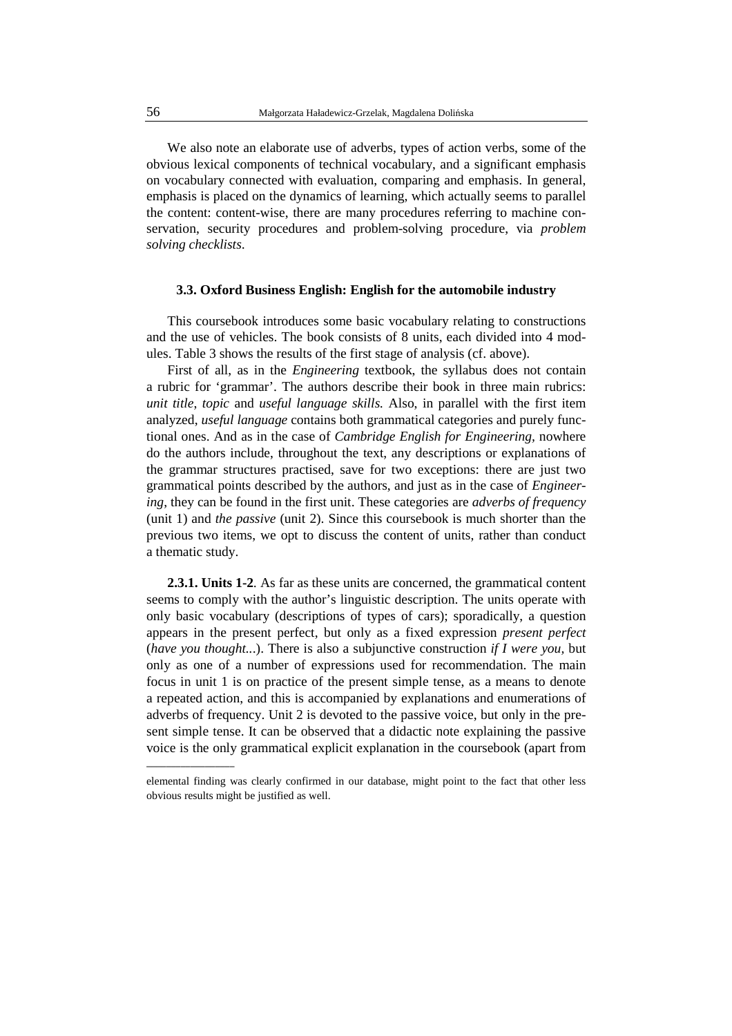We also note an elaborate use of adverbs, types of action verbs, some of the obvious lexical components of technical vocabulary, and a significant emphasis on vocabulary connected with evaluation, comparing and emphasis. In general, emphasis is placed on the dynamics of learning, which actually seems to parallel the content: content-wise, there are many procedures referring to machine conservation, security procedures and problem-solving procedure, via *problem solving checklists*.

### 3.3. Oxford Business English: English for the automobile industry

This coursebook introduces some basic vocabulary relating to constructions and the use of vehicles. The book consists of 8 units, each divided into 4 modules. Table 3 shows the results of the first stage of analysis (cf. above).

First of all, as in the *Engineering* textbook, the syllabus does not contain a rubric for 'grammar'. The authors describe their book in three main rubrics: *unit title*, *topic* and *useful language skills.* Also, in parallel with the first item analyzed, *useful language* contains both grammatical categories and purely functional ones. And as in the case of *Cambridge English for Engineering*, nowhere do the authors include, throughout the text, any descriptions or explanations of the grammar structures practised, save for two exceptions: there are just two grammatical points described by the authors, and just as in the case of *Engineering*, they can be found in the first unit. These categories are *adverbs of frequency* (unit 1) and *the passive* (unit 2). Since this coursebook is much shorter than the previous two items, we opt to discuss the content of units, rather than conduct a thematic study.

**2.3.1. Units 1-2**. As far as these units are concerned, the grammatical content seems to comply with the author's linguistic description. The units operate with only basic vocabulary (descriptions of types of cars); sporadically, a question appears in the present perfect, but only as a fixed expression *present perfect* (*have you thought...*). There is also a subjunctive construction *if I were you*, but only as one of a number of expressions used for recommendation. The main focus in unit 1 is on practice of the present simple tense, as a means to denote a repeated action, and this is accompanied by explanations and enumerations of adverbs of frequency. Unit 2 is devoted to the passive voice, but only in the present simple tense. It can be observed that a didactic note explaining the passive voice is the only grammatical explicit explanation in the coursebook (apart from

---

elemental finding was clearly confirmed in our database, might point to the fact that other less obvious results might be justified as well.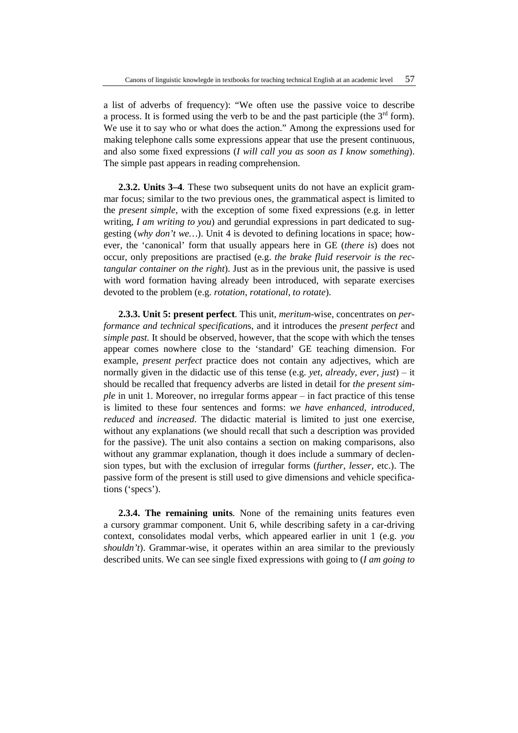a list of adverbs of frequency): "We often use the passive voice to describe a process. It is formed using the verb to be and the past participle (the 3rd form). We use it to say who or what does the action." Among the expressions used for making telephone calls some expressions appear that use the present continuous, and also some fixed expressions (*I will call you as soon as I know something*). The simple past appears in reading comprehension.

**2.3.2. Units 3–4**. These two subsequent units do not have an explicit grammar focus; similar to the two previous ones, the grammatical aspect is limited to the *present simple*, with the exception of some fixed expressions (e.g. in letter writing, *I am writing to you*) and gerundial expressions in part dedicated to suggesting (*why don't we…*). Unit 4 is devoted to defining locations in space; however, the 'canonical' form that usually appears here in GE (*there is*) does not occur, only prepositions are practised (e.g. *the brake fluid reservoir is the rectangular container on the right*). Just as in the previous unit, the passive is used with word formation having already been introduced, with separate exercises devoted to the problem (e.g. *rotation, rotational, to rotate*).

**2.3.3. Unit 5: present perfect**. This unit, *meritum*-wise, concentrates on *performance and technical specification*s, and it introduces the *present perfect* and *simple past.* It should be observed, however, that the scope with which the tenses appear comes nowhere close to the 'standard' GE teaching dimension. For example, *present perfect* practice does not contain any adjectives, which are normally given in the didactic use of this tense (e.g. *yet, already, ever, just*) – it should be recalled that frequency adverbs are listed in detail for *the present simple* in unit 1. Moreover, no irregular forms appear – in fact practice of this tense is limited to these four sentences and forms: *we have enhanced, introduced, reduced* and *increased*. The didactic material is limited to just one exercise, without any explanations (we should recall that such a description was provided for the passive). The unit also contains a section on making comparisons, also without any grammar explanation, though it does include a summary of declension types, but with the exclusion of irregular forms (*further, lesser*, etc.). The passive form of the present is still used to give dimensions and vehicle specifications ('specs').

**2.3.4. The remaining units**. None of the remaining units features even a cursory grammar component. Unit 6, while describing safety in a car-driving context, consolidates modal verbs, which appeared earlier in unit 1 (e.g. *you shouldn't*). Grammar-wise, it operates within an area similar to the previously described units. We can see single fixed expressions with going to (*I am going to*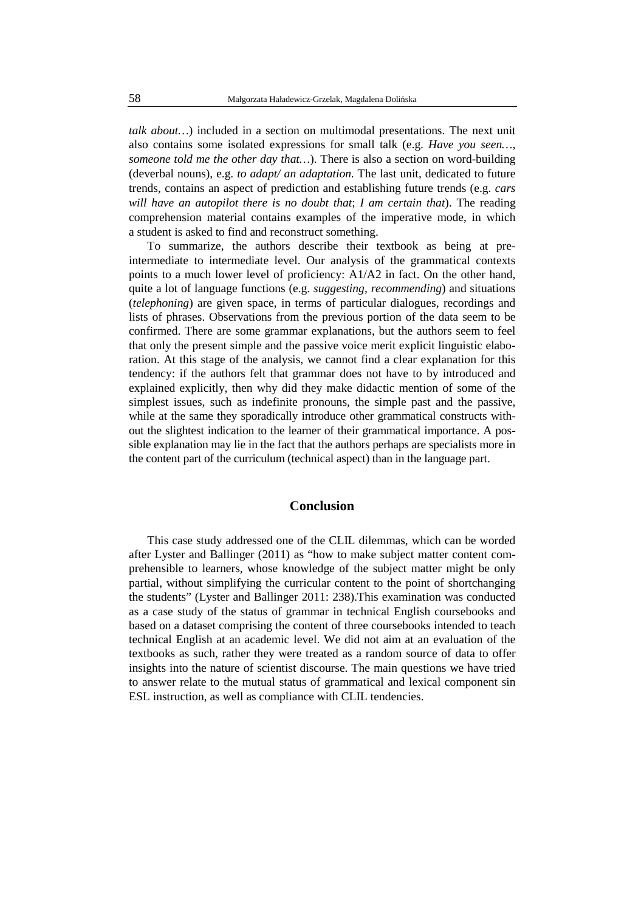*talk about…*) included in a section on multimodal presentations. The next unit also contains some isolated expressions for small talk (e.g. *Have you seen…*, *someone told me the other day that…*). There is also a section on word-building (deverbal nouns), e.g. *to adapt/ an adaptation.* The last unit, dedicated to future trends, contains an aspect of prediction and establishing future trends (e.g. *cars will have an autopilot there is no doubt that*; *I am certain that*). The reading comprehension material contains examples of the imperative mode, in which a student is asked to find and reconstruct something.

To summarize, the authors describe their textbook as being at pre-intermediate to intermediate level. Our analysis of the grammatical contexts points to a much lower level of proficiency: A1/A2 in fact. On the other hand, quite a lot of language functions (e.g. *suggesting*, *recommending*) and situations (*telephoning*) are given space, in terms of particular dialogues, recordings and lists of phrases. Observations from the previous portion of the data seem to be confirmed. There are some grammar explanations, but the authors seem to feel that only the present simple and the passive voice merit explicit linguistic elaboration. At this stage of the analysis, we cannot find a clear explanation for this tendency: if the authors felt that grammar does not have to by introduced and explained explicitly, then why did they make didactic mention of some of the simplest issues, such as indefinite pronouns, the simple past and the passive, while at the same they sporadically introduce other grammatical constructs without the slightest indication to the learner of their grammatical importance. A possible explanation may lie in the fact that the authors perhaps are specialists more in the content part of the curriculum (technical aspect) than in the language part.

## Conclusion

This case study addressed one of the CLIL dilemmas, which can be worded after Lyster and Ballinger (2011) as "how to make subject matter content comprehensible to learners, whose knowledge of the subject matter might be only partial, without simplifying the curricular content to the point of shortchanging the students" (Lyster and Ballinger 2011: 238).This examination was conducted as a case study of the status of grammar in technical English coursebooks and based on a dataset comprising the content of three coursebooks intended to teach technical English at an academic level. We did not aim at an evaluation of the textbooks as such, rather they were treated as a random source of data to offer insights into the nature of scientist discourse. The main questions we have tried to answer relate to the mutual status of grammatical and lexical component sin ESL instruction, as well as compliance with CLIL tendencies.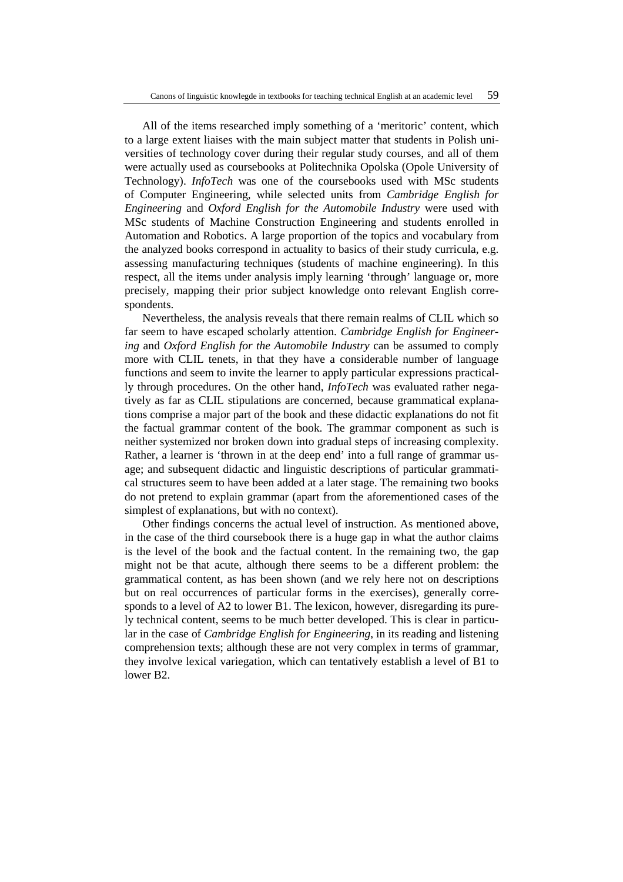All of the items researched imply something of a 'meritoric' content, which to a large extent liaises with the main subject matter that students in Polish universities of technology cover during their regular study courses, and all of them were actually used as coursebooks at Politechnika Opolska (Opole University of Technology). *InfoTech* was one of the coursebooks used with MSc students of Computer Engineering, while selected units from *Cambridge English for Engineering* and *Oxford English for the Automobile Industry* were used with MSc students of Machine Construction Engineering and students enrolled in Automation and Robotics. A large proportion of the topics and vocabulary from the analyzed books correspond in actuality to basics of their study curricula, e.g. assessing manufacturing techniques (students of machine engineering). In this respect, all the items under analysis imply learning 'through' language or, more precisely, mapping their prior subject knowledge onto relevant English correspondents.

Nevertheless, the analysis reveals that there remain realms of CLIL which so far seem to have escaped scholarly attention. *Cambridge English for Engineering* and *Oxford English for the Automobile Industry* can be assumed to comply more with CLIL tenets, in that they have a considerable number of language functions and seem to invite the learner to apply particular expressions practically through procedures. On the other hand, *InfoTech* was evaluated rather negatively as far as CLIL stipulations are concerned, because grammatical explanations comprise a major part of the book and these didactic explanations do not fit the factual grammar content of the book. The grammar component as such is neither systemized nor broken down into gradual steps of increasing complexity. Rather, a learner is 'thrown in at the deep end' into a full range of grammar usage; and subsequent didactic and linguistic descriptions of particular grammatical structures seem to have been added at a later stage. The remaining two books do not pretend to explain grammar (apart from the aforementioned cases of the simplest of explanations, but with no context).

Other findings concerns the actual level of instruction. As mentioned above, in the case of the third coursebook there is a huge gap in what the author claims is the level of the book and the factual content. In the remaining two, the gap might not be that acute, although there seems to be a different problem: the grammatical content, as has been shown (and we rely here not on descriptions but on real occurrences of particular forms in the exercises), generally corresponds to a level of A2 to lower B1. The lexicon, however, disregarding its purely technical content, seems to be much better developed. This is clear in particular in the case of *Cambridge English for Engineering*, in its reading and listening comprehension texts; although these are not very complex in terms of grammar, they involve lexical variegation, which can tentatively establish a level of B1 to lower B2.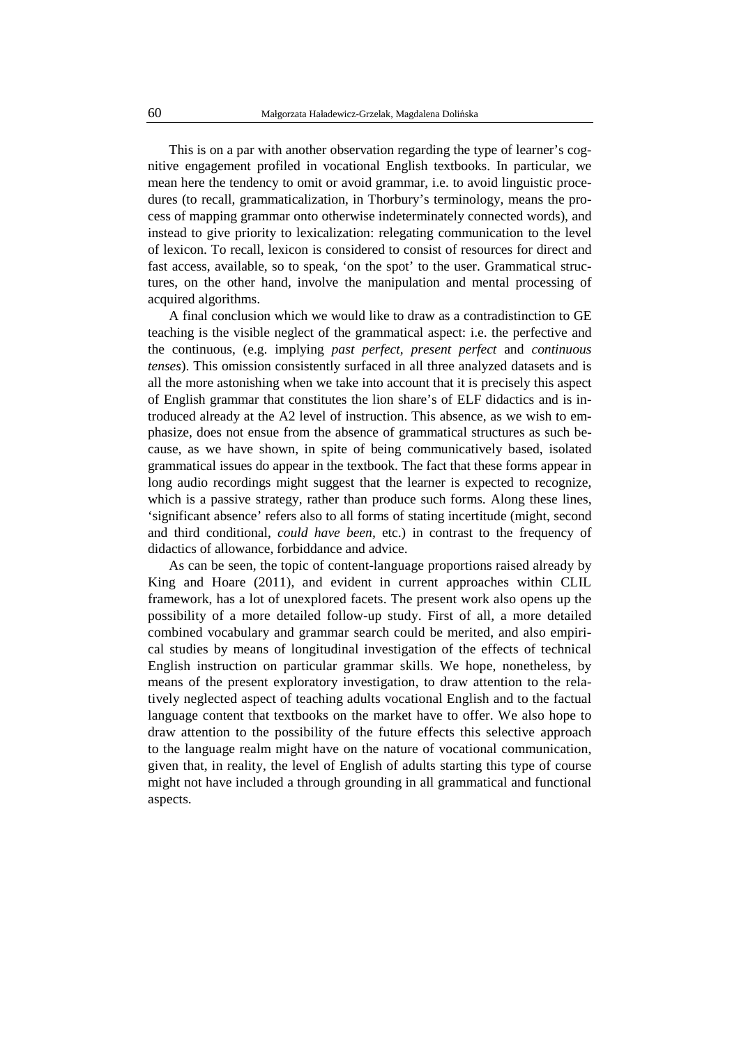This is on a par with another observation regarding the type of learner's cognitive engagement profiled in vocational English textbooks. In particular, we mean here the tendency to omit or avoid grammar, i.e. to avoid linguistic procedures (to recall, grammaticalization, in Thorbury's terminology, means the process of mapping grammar onto otherwise indeterminately connected words), and instead to give priority to lexicalization: relegating communication to the level of lexicon. To recall, lexicon is considered to consist of resources for direct and fast access, available, so to speak, 'on the spot' to the user. Grammatical structures, on the other hand, involve the manipulation and mental processing of acquired algorithms.

A final conclusion which we would like to draw as a contradistinction to GE teaching is the visible neglect of the grammatical aspect: i.e. the perfective and the continuous, (e.g. implying *past perfect*, *present perfect* and *continuous tenses*). This omission consistently surfaced in all three analyzed datasets and is all the more astonishing when we take into account that it is precisely this aspect of English grammar that constitutes the lion share's of ELF didactics and is introduced already at the A2 level of instruction. This absence, as we wish to emphasize, does not ensue from the absence of grammatical structures as such because, as we have shown, in spite of being communicatively based, isolated grammatical issues do appear in the textbook. The fact that these forms appear in long audio recordings might suggest that the learner is expected to recognize, which is a passive strategy, rather than produce such forms. Along these lines, 'significant absence' refers also to all forms of stating incertitude (might, second and third conditional, *could have been*, etc.) in contrast to the frequency of didactics of allowance, forbiddance and advice.

As can be seen, the topic of content-language proportions raised already by King and Hoare (2011), and evident in current approaches within CLIL framework, has a lot of unexplored facets. The present work also opens up the possibility of a more detailed follow-up study. First of all, a more detailed combined vocabulary and grammar search could be merited, and also empirical studies by means of longitudinal investigation of the effects of technical English instruction on particular grammar skills. We hope, nonetheless, by means of the present exploratory investigation, to draw attention to the relatively neglected aspect of teaching adults vocational English and to the factual language content that textbooks on the market have to offer. We also hope to draw attention to the possibility of the future effects this selective approach to the language realm might have on the nature of vocational communication, given that, in reality, the level of English of adults starting this type of course might not have included a through grounding in all grammatical and functional aspects.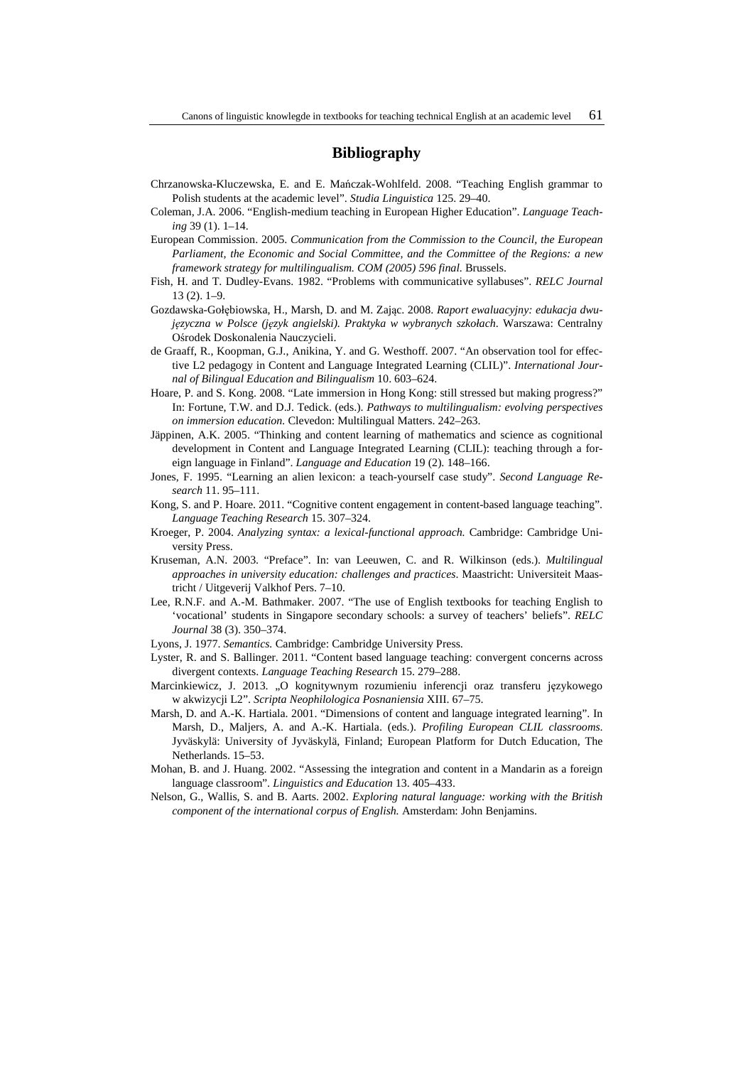## Bibliography

Chrzanowska-Kluczewska, E. and E. Mańczak-Wohlfeld. 2008. "Teaching English grammar to Polish students at the academic level". *Studia Linguistica* 125. 29–40.

Coleman, J.A. 2006. "English-medium teaching in European Higher Education". *Language Teaching* 39 (1). 1–14.

European Commission. 2005. *Communication from the Commission to the Council, the European Parliament, the Economic and Social Committee, and the Committee of the Regions: a new framework strategy for multilingualism. COM (2005) 596 final.* Brussels.

Fish, H. and T. Dudley-Evans. 1982. "Problems with communicative syllabuses". *RELC Journal* 13 (2). 1–9.

Gozdawska-Gołębiowska, H., Marsh, D. and M. Zając. 2008. *Raport ewaluacyjny: edukacja dwujęzyczna w Polsce (język angielski). Praktyka w wybranych szkołach*. Warszawa: Centralny Ośrodek Doskonalenia Nauczycieli.

de Graaff, R., Koopman, G.J., Anikina, Y. and G. Westhoff. 2007. "An observation tool for effective L2 pedagogy in Content and Language Integrated Learning (CLIL)". *International Journal of Bilingual Education and Bilingualism* 10. 603–624.

Hoare, P. and S. Kong. 2008. "Late immersion in Hong Kong: still stressed but making progress?" In: Fortune, T.W. and D.J. Tedick. (eds.). *Pathways to multilingualism: evolving perspectives on immersion education.* Clevedon: Multilingual Matters. 242–263.

Jäppinen, A.K. 2005. "Thinking and content learning of mathematics and science as cognitional development in Content and Language Integrated Learning (CLIL): teaching through a foreign language in Finland". *Language and Education* 19 (2). 148–166.

Jones, F. 1995. "Learning an alien lexicon: a teach-yourself case study". *Second Language Research* 11. 95–111.

Kong, S. and P. Hoare. 2011. "Cognitive content engagement in content-based language teaching". *Language Teaching Research* 15. 307–324.

Kroeger, P. 2004. *Analyzing syntax: a lexical-functional approach.* Cambridge: Cambridge University Press.

Kruseman, A.N. 2003. "Preface". In: van Leeuwen, C. and R. Wilkinson (eds.). *Multilingual approaches in university education: challenges and practices*. Maastricht: Universiteit Maastricht / Uitgeverij Valkhof Pers. 7–10.

Lee, R.N.F. and A.-M. Bathmaker. 2007. "The use of English textbooks for teaching English to 'vocational' students in Singapore secondary schools: a survey of teachers' beliefs". *RELC Journal* 38 (3). 350–374.

Lyons, J. 1977. *Semantics.* Cambridge: Cambridge University Press.

Lyster, R. and S. Ballinger. 2011. "Content based language teaching: convergent concerns across divergent contexts. *Language Teaching Research* 15. 279–288.

Marcinkiewicz, J. 2013. „O kognitywnym rozumieniu inferencji oraz transferu językowego w akwizycji L2". *Scripta Neophilologica Posnaniensia* XIII. 67–75.

Marsh, D. and A.-K. Hartiala. 2001. "Dimensions of content and language integrated learning". In Marsh, D., Maljers, A. and A.-K. Hartiala. (eds.). *Profiling European CLIL classrooms.* Jyväskylä: University of Jyväskylä, Finland; European Platform for Dutch Education, The Netherlands. 15–53.

Mohan, B. and J. Huang. 2002. "Assessing the integration and content in a Mandarin as a foreign language classroom". *Linguistics and Education* 13. 405–433.

Nelson, G., Wallis, S. and B. Aarts. 2002. *Exploring natural language: working with the British component of the international corpus of English.* Amsterdam: John Benjamins.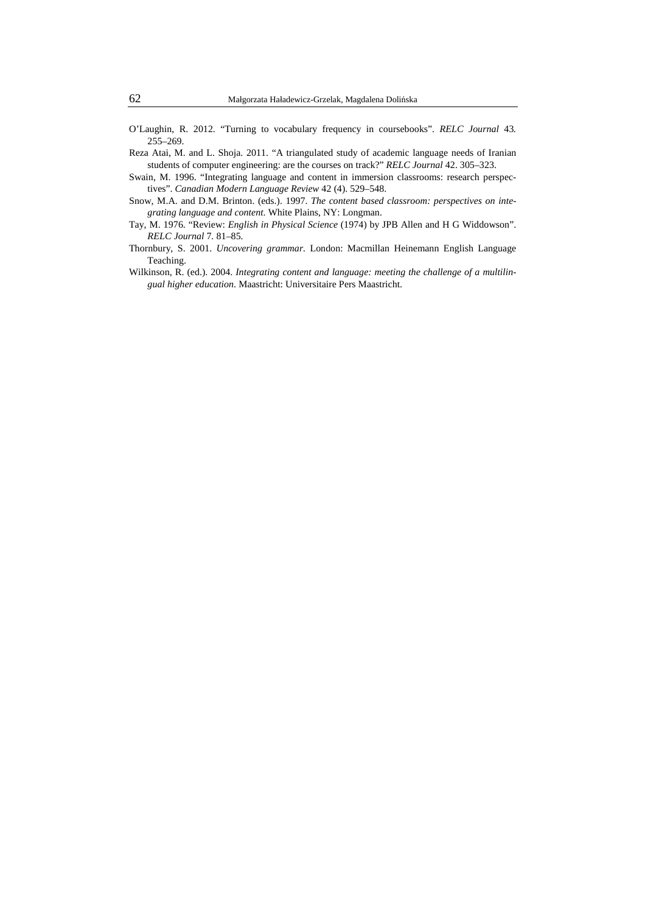O'Laughin, R. 2012. "Turning to vocabulary frequency in coursebooks". *RELC Journal* 43. 255–269.

Reza Atai, M. and L. Shoja. 2011. "A triangulated study of academic language needs of Iranian students of computer engineering: are the courses on track?" *RELC Journal* 42. 305–323.

Swain, M. 1996. "Integrating language and content in immersion classrooms: research perspectives". *Canadian Modern Language Review* 42 (4). 529–548.

Snow, M.A. and D.M. Brinton. (eds.). 1997. *The content based classroom: perspectives on integrating language and content*. White Plains, NY: Longman.

Tay, M. 1976. "Review: *English in Physical Science* (1974) by JPB Allen and H G Widdowson". *RELC Journal* 7. 81–85.

Thornbury, S. 2001. *Uncovering grammar*. London: Macmillan Heinemann English Language Teaching.

Wilkinson, R. (ed.). 2004. *Integrating content and language: meeting the challenge of a multilingual higher education*. Maastricht: Universitaire Pers Maastricht.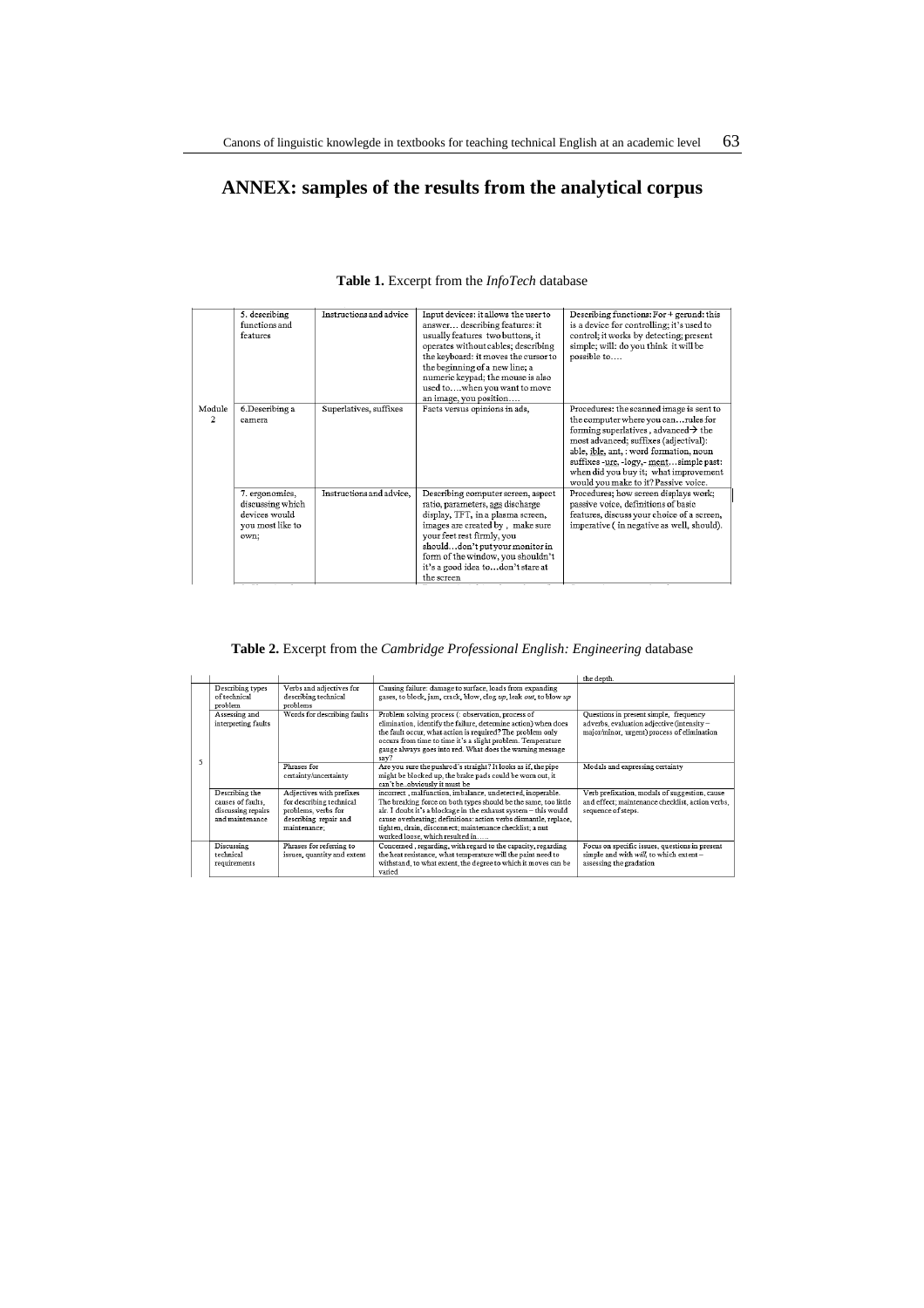# ANNEX: samples of the results from the analytical corpus

**Table 1.** Excerpt from the *InfoTech* database

| | | | | |
|---|---|---|---|---|
| | 5. describing functions and features | Instructions and advice | Input devices: it allows the user to answer… describing features: it usually features two buttons, it operates without cables; describing the keyboard: it moves the cursor to the beginning of a new line; a numeric keypad; the mouse is also used to….when you want to move an image, you position…. | Describing functions: For + gerund: this is a device for controlling; it's used to control; it works by detecting; present simple; will: do you think it will be possible to…. |
| Module 2 | 6.Describing a camera | Superlatives, suffixes | Facts versus opinions in ads, | Procedures: the scanned image is sent to the computer where you can…rules for forming superlatives , advanced→ the most advanced; suffixes (adjectival): able, ible, ant, ; word formation, noun suffixes -ure, -logy,- ment…simple past: when did you buy it; what improvement would you make to it? Passive voice. |
| | 7. ergonomics, discussing which devices would you most like to own; | Instructions and advice, | Describing computer screen, aspect ratio, parameters, gas discharge display, TFT, in a plasma screen, images are created by , make sure your feet rest firmly, you should…don't put your monitor in form of the window, you shouldn't it's a good idea to…don't stare at the screen | Procedures; how screen displays work; passive voice, definitions of basic features, discuss your choice of a screen, imperative ( in negative as well, should). |

**Table 2.** Excerpt from the *Cambridge Professional English: Engineering* database

| | | | | |
|---|---|---|---|---|
| | | | | the depth. |
| | Describing types of technical problem | Verbs and adjectives for describing technical problems | Causing failure: damage to surface, loads from expanding gases, to block, jam, crack, blow, clog *up*, leak *out*, to blow *up* | |
| | Assessing and interpreting faults | Words for describing faults | Problem solving process (: observation, process of elimination, identify the failure, determine action) when does the fault occur, what action is required? The problem only occurs from time to time it's a slight problem. Temperature gauge always goes into red. What does the warning message say? | Questions in present simple, frequency adverbs, evaluation adjective (intensity – major/minor, urgent) process of elimination |
| 5 | | Phrases for certainty/uncertainty | Are you sure the pushrod's straight? It looks as if, the pipe might be blocked up, the brake pads could be worn out, it can't be..obviously it must be | Modals and expressing certainty |
| | Describing the causes of faults, discussing repairs and maintenance | Adjectives with prefixes for describing technical problems, verbs for describing repair and maintenance; | incorrect , malfunction, imbalance, undetected, inoperable. The breaking force on both types should be the same, too little air. I doubt it's a blockage in the exhaust system – this would cause overheating; definitions: action verbs dismantle, replace, tighten, drain, disconnect; maintenance checklist; a nut worked loose, which resulted in….. | Verb prefixation, modals of suggestion, cause and effect; maintenance checklist, action verbs, sequence of steps. |
| | Discussing technical requirements | Phrases for referring to issues, quantity and extent | Concerned , regarding, with regard to the capacity, regarding the heat resistance, what temperature will the paint need to withstand, to what extent, the degree to which it moves can be varied | Focus on specific issues, questions in present simple and with *will*, to which extent – assessing the gradation |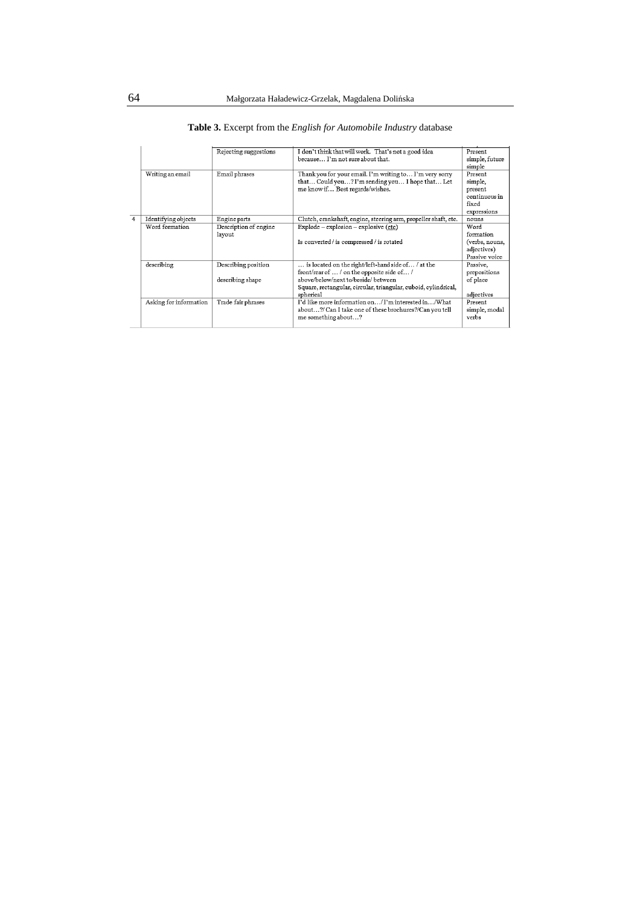**Table 3.** Excerpt from the *English for Automobile Industry* database

| | | | | |
|---|---|---|---|---|
| | | Rejecting suggestions | I don't think that will work. That's not a good idea because… I'm not sure about that. | Present simple, future simple |
| | Writing an email | Email phrases | Thank you for your email. I'm writing to… I'm very sorry that… Could you…? I'm sending you… I hope that… Let me know if… Best regards/wishes. | Present simple, present continuous in fixed expressions |
| 4 | Identifying objects | Engine parts | Clutch, crankshaft, engine, steering arm, propeller shaft, etc. | nouns |
| | Word formation | Description of engine layout | Explode – explosion – explosive (etc)<br><br>Is converted / is compressed / is rotated | Word formation (verbs, nouns, adjectives)<br>Passive voice |
| | describing | Describing position<br><br>describing shape | … is located on the right/left-hand side of… / at the front/rear of … / on the opposite side of… / above/below/next to/beside/ between<br>Square, rectangular, circular, triangular, cuboid, cylindrical, spherical | Passive, prepositions of place<br><br>adjectives |
| | Asking for information | Trade fair phrases | I'd like more information on…/ I'm interested in…/What about…?/ Can I take one of these brochures?/Can you tell me something about…? | Present simple, modal verbs |